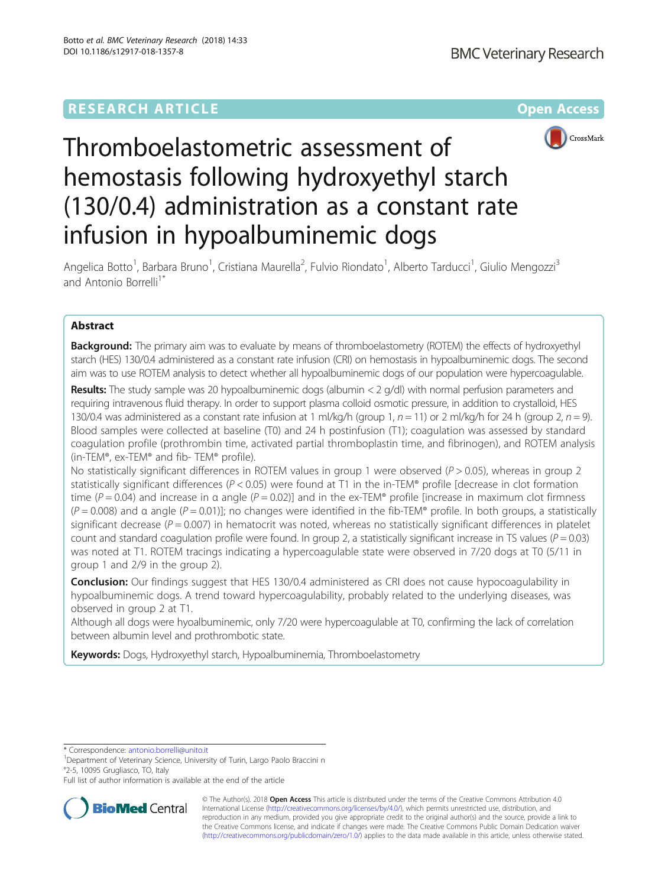RESEARCH ARTICLE

Open Access

# Thromboelastometric assessment of hemostasis following hydroxyethyl starch (130/0.4) administration as a constant rate infusion in hypoalbuminemic dogs

Angelica Botto[1], Barbara Bruno[1], Cristiana Maurella[2], Fulvio Riondato[1], Alberto Tarducci[1], Giulio Mengozzi[3] and Antonio Borrelli[1*]

## Abstract

**Background:** The primary aim was to evaluate by means of thromboelastometry (ROTEM) the effects of hydroxyethyl starch (HES) 130/0.4 administered as a constant rate infusion (CRI) on hemostasis in hypoalbuminemic dogs. The second aim was to use ROTEM analysis to detect whether all hypoalbuminemic dogs of our population were hypercoagulable.

**Results:** The study sample was 20 hypoalbuminemic dogs (albumin < 2 g/dl) with normal perfusion parameters and requiring intravenous fluid therapy. In order to support plasma colloid osmotic pressure, in addition to crystalloid, HES 130/0.4 was administered as a constant rate infusion at 1 ml/kg/h (group 1, $n = 11$) or 2 ml/kg/h for 24 h (group 2, $n = 9$). Blood samples were collected at baseline (T0) and 24 h postinfusion (T1); coagulation was assessed by standard coagulation profile (prothrombin time, activated partial thromboplastin time, and fibrinogen), and ROTEM analysis (in-TEM®, ex-TEM® and fib- TEM® profile).

No statistically significant differences in ROTEM values in group 1 were observed ($P > 0.05$), whereas in group 2 statistically significant differences ($P < 0.05$) were found at T1 in the in-TEM® profile [decrease in clot formation time ($P = 0.04$) and increase in α angle ($P = 0.02$)] and in the ex-TEM® profile [increase in maximum clot firmness ($P = 0.008$) and α angle ($P = 0.01$)]; no changes were identified in the fib-TEM® profile. In both groups, a statistically significant decrease ($P = 0.007$) in hematocrit was noted, whereas no statistically significant differences in platelet count and standard coagulation profile were found. In group 2, a statistically significant increase in TS values ($P = 0.03$) was noted at T1. ROTEM tracings indicating a hypercoagulable state were observed in 7/20 dogs at T0 (5/11 in group 1 and 2/9 in the group 2).

**Conclusion:** Our findings suggest that HES 130/0.4 administered as CRI does not cause hypocoagulability in hypoalbuminemic dogs. A trend toward hypercoagulability, probably related to the underlying diseases, was observed in group 2 at T1.

Although all dogs were hyoalbuminemic, only 7/20 were hypercoagulable at T0, confirming the lack of correlation between albumin level and prothrombotic state.

**Keywords:** Dogs, Hydroxyethyl starch, Hypoalbuminemia, Thromboelastometry

\* Correspondence: antonio.borrelli@unito.it
[1]Department of Veterinary Science, University of Turin, Largo Paolo Braccini n °2-5, 10095 Grugliasco, TO, Italy
Full list of author information is available at the end of the article

© The Author(s). 2018 **Open Access** This article is distributed under the terms of the Creative Commons Attribution 4.0 International License (http://creativecommons.org/licenses/by/4.0/), which permits unrestricted use, distribution, and reproduction in any medium, provided you give appropriate credit to the original author(s) and the source, provide a link to the Creative Commons license, and indicate if changes were made. The Creative Commons Public Domain Dedication waiver (http://creativecommons.org/publicdomain/zero/1.0/) applies to the data made available in this article, unless otherwise stated.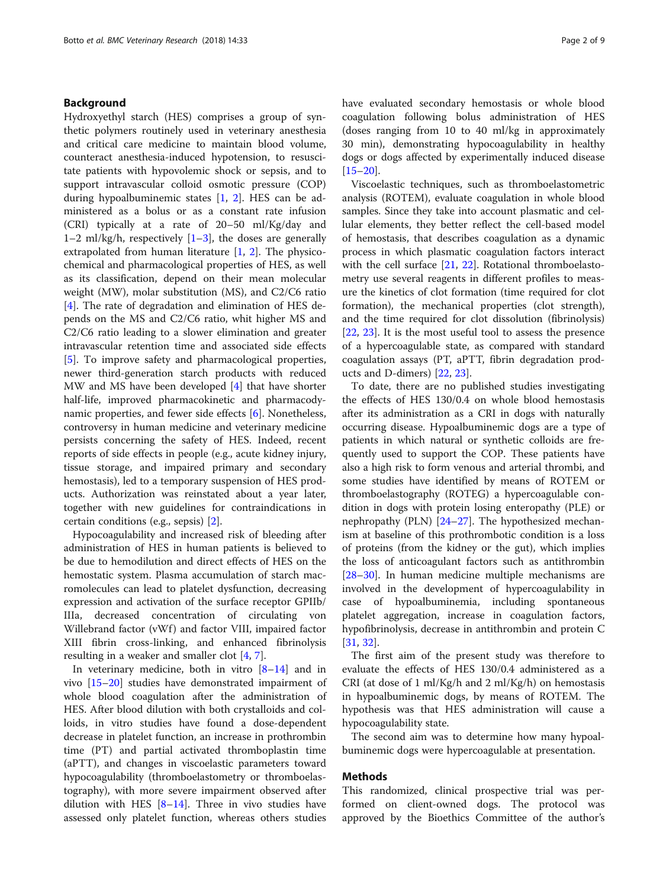## Background

Hydroxyethyl starch (HES) comprises a group of synthetic polymers routinely used in veterinary anesthesia and critical care medicine to maintain blood volume, counteract anesthesia-induced hypotension, to resuscitate patients with hypovolemic shock or sepsis, and to support intravascular colloid osmotic pressure (COP) during hypoalbuminemic states [1, 2]. HES can be administered as a bolus or as a constant rate infusion (CRI) typically at a rate of 20–50 ml/Kg/day and 1–2 ml/kg/h, respectively [1–3], the doses are generally extrapolated from human literature [1, 2]. The physicochemical and pharmacological properties of HES, as well as its classification, depend on their mean molecular weight (MW), molar substitution (MS), and C2/C6 ratio [4]. The rate of degradation and elimination of HES depends on the MS and C2/C6 ratio, whit higher MS and C2/C6 ratio leading to a slower elimination and greater intravascular retention time and associated side effects [5]. To improve safety and pharmacological properties, newer third-generation starch products with reduced MW and MS have been developed [4] that have shorter half-life, improved pharmacokinetic and pharmacodynamic properties, and fewer side effects [6]. Nonetheless, controversy in human medicine and veterinary medicine persists concerning the safety of HES. Indeed, recent reports of side effects in people (e.g., acute kidney injury, tissue storage, and impaired primary and secondary hemostasis), led to a temporary suspension of HES products. Authorization was reinstated about a year later, together with new guidelines for contraindications in certain conditions (e.g., sepsis) [2].

Hypocoagulability and increased risk of bleeding after administration of HES in human patients is believed to be due to hemodilution and direct effects of HES on the hemostatic system. Plasma accumulation of starch macromolecules can lead to platelet dysfunction, decreasing expression and activation of the surface receptor GPIIb/IIIa, decreased concentration of circulating von Willebrand factor (vWf) and factor VIII, impaired factor XIII fibrin cross-linking, and enhanced fibrinolysis resulting in a weaker and smaller clot [4, 7].

In veterinary medicine, both in vitro [8–14] and in vivo [15–20] studies have demonstrated impairment of whole blood coagulation after the administration of HES. After blood dilution with both crystalloids and colloids, in vitro studies have found a dose-dependent decrease in platelet function, an increase in prothrombin time (PT) and partial activated thromboplastin time (aPTT), and changes in viscoelastic parameters toward hypocoagulability (thromboelastometry or thromboelastography), with more severe impairment observed after dilution with HES [8–14]. Three in vivo studies have assessed only platelet function, whereas others studies have evaluated secondary hemostasis or whole blood coagulation following bolus administration of HES (doses ranging from 10 to 40 ml/kg in approximately 30 min), demonstrating hypocoagulability in healthy dogs or dogs affected by experimentally induced disease [15–20].

Viscoelastic techniques, such as thromboelastometric analysis (ROTEM), evaluate coagulation in whole blood samples. Since they take into account plasmatic and cellular elements, they better reflect the cell-based model of hemostasis, that describes coagulation as a dynamic process in which plasmatic coagulation factors interact with the cell surface [21, 22]. Rotational thromboelastometry use several reagents in different profiles to measure the kinetics of clot formation (time required for clot formation), the mechanical properties (clot strength), and the time required for clot dissolution (fibrinolysis) [22, 23]. It is the most useful tool to assess the presence of a hypercoagulable state, as compared with standard coagulation assays (PT, aPTT, fibrin degradation products and D-dimers) [22, 23].

To date, there are no published studies investigating the effects of HES 130/0.4 on whole blood hemostasis after its administration as a CRI in dogs with naturally occurring disease. Hypoalbuminemic dogs are a type of patients in which natural or synthetic colloids are frequently used to support the COP. These patients have also a high risk to form venous and arterial thrombi, and some studies have identified by means of ROTEM or thromboelastography (ROTEG) a hypercoagulable condition in dogs with protein losing enteropathy (PLE) or nephropathy (PLN) [24–27]. The hypothesized mechanism at baseline of this prothrombotic condition is a loss of proteins (from the kidney or the gut), which implies the loss of anticoagulant factors such as antithrombin [28–30]. In human medicine multiple mechanisms are involved in the development of hypercoagulability in case of hypoalbuminemia, including spontaneous platelet aggregation, increase in coagulation factors, hypofibrinolysis, decrease in antithrombin and protein C [31, 32].

The first aim of the present study was therefore to evaluate the effects of HES 130/0.4 administered as a CRI (at dose of 1 ml/Kg/h and 2 ml/Kg/h) on hemostasis in hypoalbuminemic dogs, by means of ROTEM. The hypothesis was that HES administration will cause a hypocoagulability state.

The second aim was to determine how many hypoalbuminemic dogs were hypercoagulable at presentation.

## Methods

This randomized, clinical prospective trial was performed on client-owned dogs. The protocol was approved by the Bioethics Committee of the author's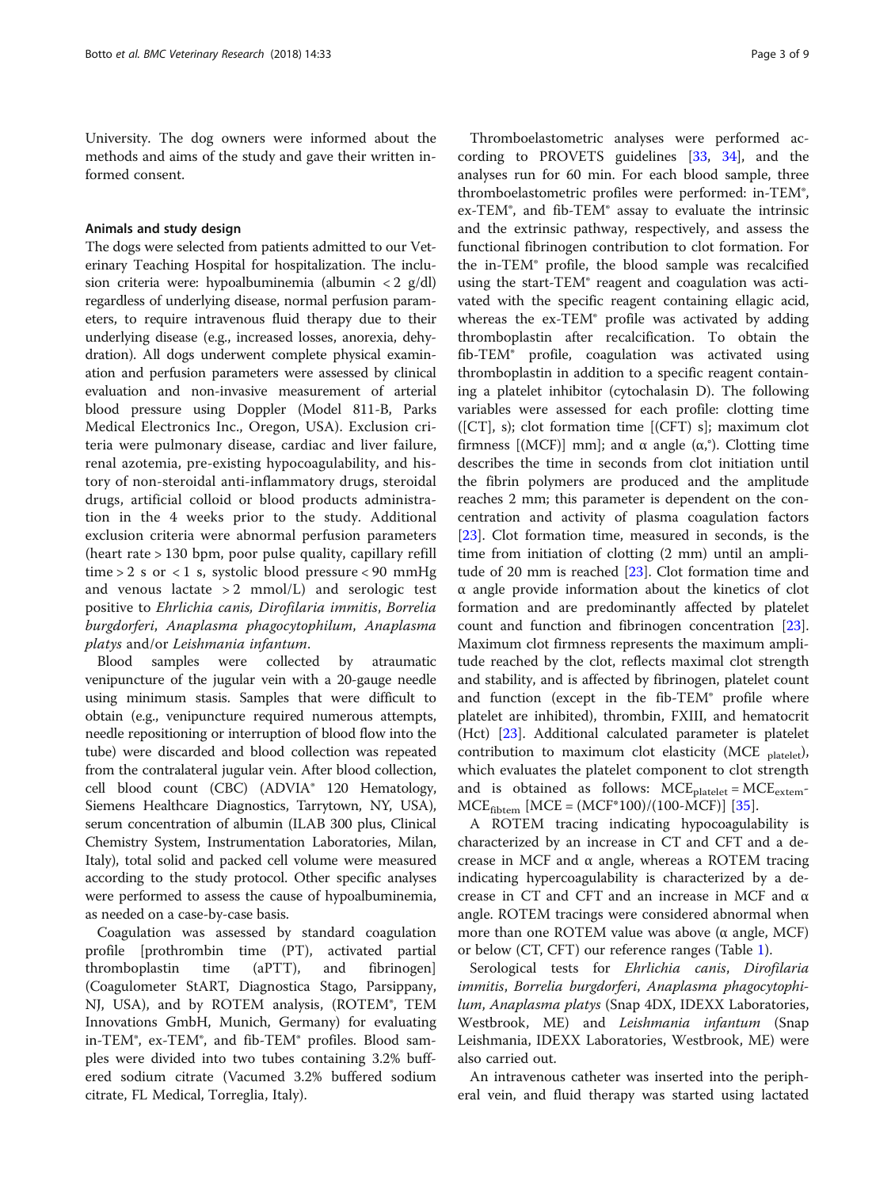University. The dog owners were informed about the methods and aims of the study and gave their written informed consent.

### Animals and study design

The dogs were selected from patients admitted to our Veterinary Teaching Hospital for hospitalization. The inclusion criteria were: hypoalbuminemia (albumin < 2 g/dl) regardless of underlying disease, normal perfusion parameters, to require intravenous fluid therapy due to their underlying disease (e.g., increased losses, anorexia, dehydration). All dogs underwent complete physical examination and perfusion parameters were assessed by clinical evaluation and non-invasive measurement of arterial blood pressure using Doppler (Model 811-B, Parks Medical Electronics Inc., Oregon, USA). Exclusion criteria were pulmonary disease, cardiac and liver failure, renal azotemia, pre-existing hypocoagulability, and history of non-steroidal anti-inflammatory drugs, steroidal drugs, artificial colloid or blood products administration in the 4 weeks prior to the study. Additional exclusion criteria were abnormal perfusion parameters (heart rate > 130 bpm, poor pulse quality, capillary refill time > 2 s or < 1 s, systolic blood pressure < 90 mmHg and venous lactate > 2 mmol/L) and serologic test positive to *Ehrlichia canis, Dirofilaria immitis*, *Borrelia burgdorferi*, *Anaplasma phagocytophilum*, *Anaplasma platys* and/or *Leishmania infantum*.

Blood samples were collected by atraumatic venipuncture of the jugular vein with a 20-gauge needle using minimum stasis. Samples that were difficult to obtain (e.g., venipuncture required numerous attempts, needle repositioning or interruption of blood flow into the tube) were discarded and blood collection was repeated from the contralateral jugular vein. After blood collection, cell blood count (CBC) (ADVIA® 120 Hematology, Siemens Healthcare Diagnostics, Tarrytown, NY, USA), serum concentration of albumin (ILAB 300 plus, Clinical Chemistry System, Instrumentation Laboratories, Milan, Italy), total solid and packed cell volume were measured according to the study protocol. Other specific analyses were performed to assess the cause of hypoalbuminemia, as needed on a case-by-case basis.

Coagulation was assessed by standard coagulation profile [prothrombin time (PT), activated partial thromboplastin time (aPTT), and fibrinogen] (Coagulometer StART, Diagnostica Stago, Parsippany, NJ, USA), and by ROTEM analysis, (ROTEM®, TEM Innovations GmbH, Munich, Germany) for evaluating in-TEM®, ex-TEM®, and fib-TEM® profiles. Blood samples were divided into two tubes containing 3.2% buffered sodium citrate (Vacumed 3.2% buffered sodium citrate, FL Medical, Torreglia, Italy).

Thromboelastometric analyses were performed according to PROVETS guidelines [33, 34], and the analyses run for 60 min. For each blood sample, three thromboelastometric profiles were performed: in-TEM®, ex-TEM®, and fib-TEM® assay to evaluate the intrinsic and the extrinsic pathway, respectively, and assess the functional fibrinogen contribution to clot formation. For the in-TEM® profile, the blood sample was recalcified using the start-TEM® reagent and coagulation was activated with the specific reagent containing ellagic acid, whereas the ex-TEM® profile was activated by adding thromboplastin after recalcification. To obtain the fib-TEM® profile, coagulation was activated using thromboplastin in addition to a specific reagent containing a platelet inhibitor (cytochalasin D). The following variables were assessed for each profile: clotting time ([CT], s); clot formation time [(CFT) s]; maximum clot firmness [(MCF)] mm]; and α angle (α,°). Clotting time describes the time in seconds from clot initiation until the fibrin polymers are produced and the amplitude reaches 2 mm; this parameter is dependent on the concentration and activity of plasma coagulation factors [23]. Clot formation time, measured in seconds, is the time from initiation of clotting (2 mm) until an amplitude of 20 mm is reached [23]. Clot formation time and α angle provide information about the kinetics of clot formation and are predominantly affected by platelet count and function and fibrinogen concentration [23]. Maximum clot firmness represents the maximum amplitude reached by the clot, reflects maximal clot strength and stability, and is affected by fibrinogen, platelet count and function (except in the fib-TEM® profile where platelet are inhibited), thrombin, FXIII, and hematocrit (Hct) [23]. Additional calculated parameter is platelet contribution to maximum clot elasticity ($MCE_{platelet}$), which evaluates the platelet component to clot strength and is obtained as follows: $MCE_{platelet} = MCE_{extem} - MCE_{fibtem}$ [$MCE = (MCF*100)/(100-MCF)$] [35].

A ROTEM tracing indicating hypocoagulability is characterized by an increase in CT and CFT and a decrease in MCF and α angle, whereas a ROTEM tracing indicating hypercoagulability is characterized by a decrease in CT and CFT and an increase in MCF and α angle. ROTEM tracings were considered abnormal when more than one ROTEM value was above (α angle, MCF) or below (CT, CFT) our reference ranges (Table 1).

Serological tests for *Ehrlichia canis*, *Dirofilaria immitis*, *Borrelia burgdorferi*, *Anaplasma phagocytophilum*, *Anaplasma platys* (Snap 4DX, IDEXX Laboratories, Westbrook, ME) and *Leishmania infantum* (Snap Leishmania, IDEXX Laboratories, Westbrook, ME) were also carried out.

An intravenous catheter was inserted into the peripheral vein, and fluid therapy was started using lactated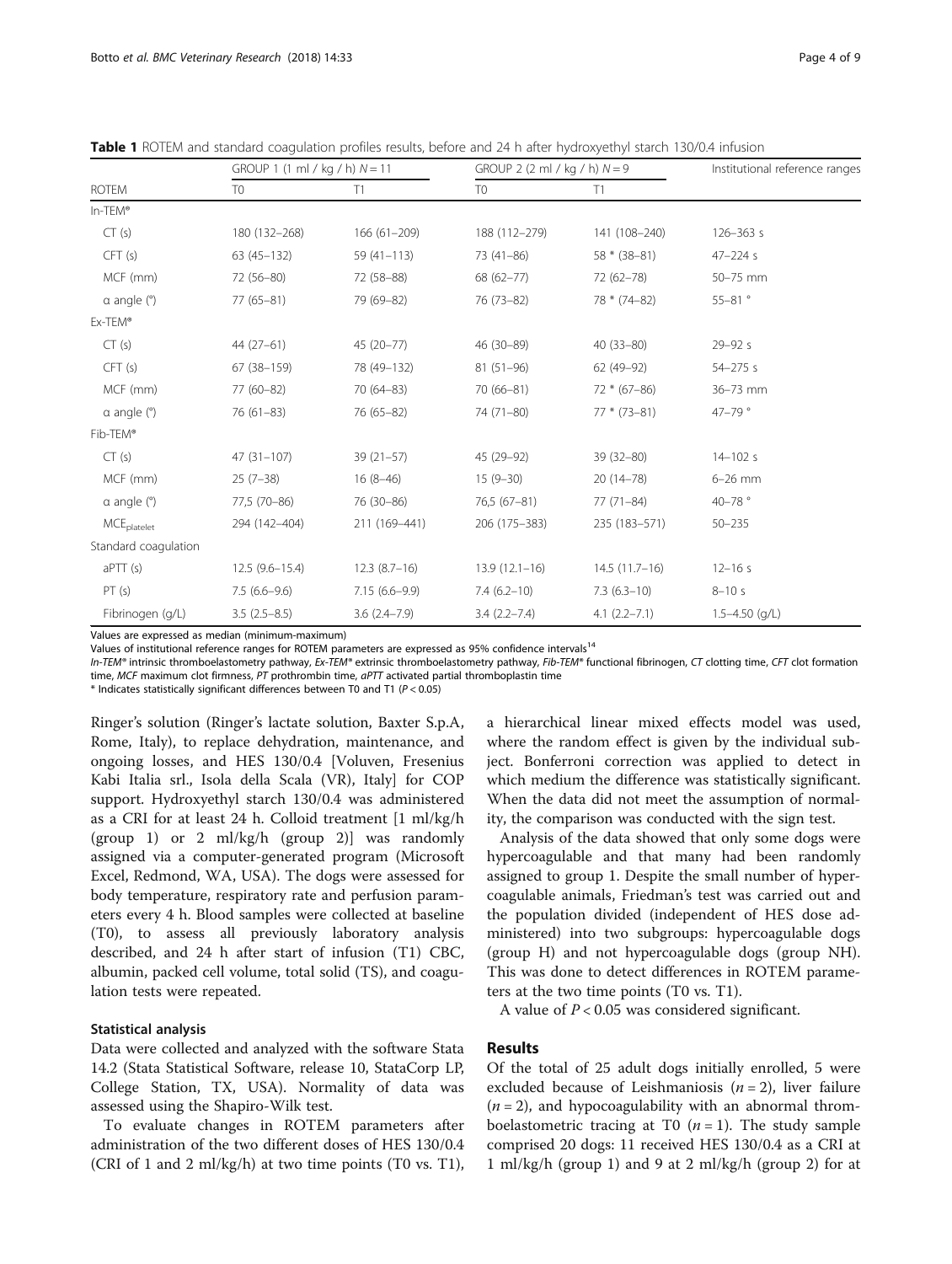**Table 1** ROTEM and standard coagulation profiles results, before and 24 h after hydroxyethyl starch 130/0.4 infusion

| ROTEM | GROUP 1 (1 ml / kg / h) $N = 11$ | | GROUP 2 (2 ml / kg / h) $N = 9$ | | Institutional reference ranges |
|---|---|---|---|---|---|
| | T0 | T1 | T0 | T1 | |
| In-TEM® | | | | | |
| CT (s) | 180 (132–268) | 166 (61–209) | 188 (112–279) | 141 (108–240) | 126–363 s |
| CFT (s) | 63 (45–132) | 59 (41–113) | 73 (41–86) | 58 * (38–81) | 47–224 s |
| MCF (mm) | 72 (56–80) | 72 (58–88) | 68 (62–77) | 72 (62–78) | 50–75 mm |
| α angle (°) | 77 (65–81) | 79 (69–82) | 76 (73–82) | 78 * (74–82) | 55–81 ° |
| Ex-TEM® | | | | | |
| CT (s) | 44 (27–61) | 45 (20–77) | 46 (30–89) | 40 (33–80) | 29–92 s |
| CFT (s) | 67 (38–159) | 78 (49–132) | 81 (51–96) | 62 (49–92) | 54–275 s |
| MCF (mm) | 77 (60–82) | 70 (64–83) | 70 (66–81) | 72 * (67–86) | 36–73 mm |
| α angle (°) | 76 (61–83) | 76 (65–82) | 74 (71–80) | 77 * (73–81) | 47–79 ° |
| Fib-TEM® | | | | | |
| CT (s) | 47 (31–107) | 39 (21–57) | 45 (29–92) | 39 (32–80) | 14–102 s |
| MCF (mm) | 25 (7–38) | 16 (8–46) | 15 (9–30) | 20 (14–78) | 6–26 mm |
| α angle (°) | 77,5 (70–86) | 76 (30–86) | 76,5 (67–81) | 77 (71–84) | 40–78 ° |
| $MCE_{platelet}$ | 294 (142–404) | 211 (169–441) | 206 (175–383) | 235 (183–571) | 50–235 |
| Standard coagulation | | | | | |
| aPTT (s) | 12.5 (9.6–15.4) | 12.3 (8.7–16) | 13.9 (12.1–16) | 14.5 (11.7–16) | 12–16 s |
| PT (s) | 7.5 (6.6–9.6) | 7.15 (6.6–9.9) | 7.4 (6.2–10) | 7.3 (6.3–10) | 8–10 s |
| Fibrinogen (g/L) | 3.5 (2.5–8.5) | 3.6 (2.4–7.9) | 3.4 (2.2–7.4) | 4.1 (2.2–7.1) | 1.5–4.50 (g/L) |

Values are expressed as median (minimum-maximum)
Values of institutional reference ranges for ROTEM parameters are expressed as 95% confidence intervals[14]
*In-TEM®* intrinsic thromboelastometry pathway, *Ex-TEM®* extrinsic thromboelastometry pathway, *Fib-TEM®* functional fibrinogen, *CT* clotting time, *CFT* clot formation time, *MCF* maximum clot firmness, *PT* prothrombin time, *aPTT* activated partial thromboplastin time
* Indicates statistically significant differences between T0 and T1 ($P < 0.05$)

Ringer's solution (Ringer's lactate solution, Baxter S.p.A, Rome, Italy), to replace dehydration, maintenance, and ongoing losses, and HES 130/0.4 [Voluven, Fresenius Kabi Italia srl., Isola della Scala (VR), Italy] for COP support. Hydroxyethyl starch 130/0.4 was administered as a CRI for at least 24 h. Colloid treatment [1 ml/kg/h (group 1) or 2 ml/kg/h (group 2)] was randomly assigned via a computer-generated program (Microsoft Excel, Redmond, WA, USA). The dogs were assessed for body temperature, respiratory rate and perfusion parameters every 4 h. Blood samples were collected at baseline (T0), to assess all previously laboratory analysis described, and 24 h after start of infusion (T1) CBC, albumin, packed cell volume, total solid (TS), and coagulation tests were repeated.

### Statistical analysis

Data were collected and analyzed with the software Stata 14.2 (Stata Statistical Software, release 10, StataCorp LP, College Station, TX, USA). Normality of data was assessed using the Shapiro-Wilk test.

To evaluate changes in ROTEM parameters after administration of the two different doses of HES 130/0.4 (CRI of 1 and 2 ml/kg/h) at two time points (T0 vs. T1), a hierarchical linear mixed effects model was used, where the random effect is given by the individual subject. Bonferroni correction was applied to detect in which medium the difference was statistically significant. When the data did not meet the assumption of normality, the comparison was conducted with the sign test.

Analysis of the data showed that only some dogs were hypercoagulable and that many had been randomly assigned to group 1. Despite the small number of hypercoagulable animals, Friedman's test was carried out and the population divided (independent of HES dose administered) into two subgroups: hypercoagulable dogs (group H) and not hypercoagulable dogs (group NH). This was done to detect differences in ROTEM parameters at the two time points (T0 vs. T1).

A value of $P < 0.05$ was considered significant.

## Results

Of the total of 25 adult dogs initially enrolled, 5 were excluded because of Leishmaniosis ($n = 2$), liver failure ($n = 2$), and hypocoagulability with an abnormal thromboelastometric tracing at T0 ($n = 1$). The study sample comprised 20 dogs: 11 received HES 130/0.4 as a CRI at 1 ml/kg/h (group 1) and 9 at 2 ml/kg/h (group 2) for at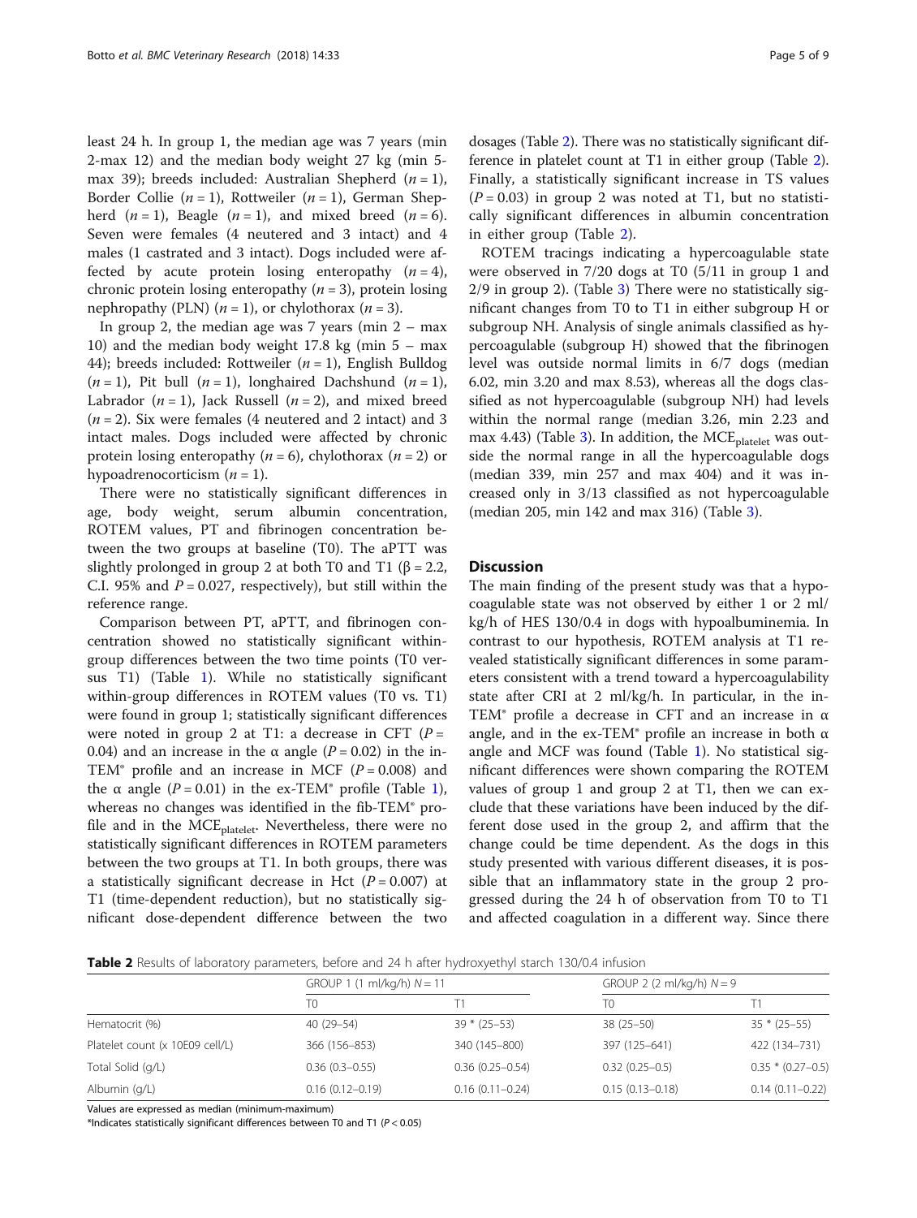least 24 h. In group 1, the median age was 7 years (min 2-max 12) and the median body weight 27 kg (min 5-max 39); breeds included: Australian Shepherd ($n = 1$), Border Collie ($n = 1$), Rottweiler ($n = 1$), German Shepherd ($n = 1$), Beagle ($n = 1$), and mixed breed ($n = 6$). Seven were females (4 neutered and 3 intact) and 4 males (1 castrated and 3 intact). Dogs included were affected by acute protein losing enteropathy ($n = 4$), chronic protein losing enteropathy ($n = 3$), protein losing nephropathy (PLN) ($n = 1$), or chylothorax ($n = 3$).

In group 2, the median age was 7 years (min 2 – max 10) and the median body weight 17.8 kg (min 5 – max 44); breeds included: Rottweiler ($n = 1$), English Bulldog ($n = 1$), Pit bull ($n = 1$), longhaired Dachshund ($n = 1$), Labrador ($n = 1$), Jack Russell ($n = 2$), and mixed breed ($n = 2$). Six were females (4 neutered and 2 intact) and 3 intact males. Dogs included were affected by chronic protein losing enteropathy ($n = 6$), chylothorax ($n = 2$) or hypoadrenocorticism ($n = 1$).

There were no statistically significant differences in age, body weight, serum albumin concentration, ROTEM values, PT and fibrinogen concentration between the two groups at baseline (T0). The aPTT was slightly prolonged in group 2 at both T0 and T1 ($\beta = 2.2$, C.I. 95% and $P = 0.027$, respectively), but still within the reference range.

Comparison between PT, aPTT, and fibrinogen concentration showed no statistically significant within-group differences between the two time points (T0 versus T1) (Table 1). While no statistically significant within-group differences in ROTEM values (T0 vs. T1) were found in group 1; statistically significant differences were noted in group 2 at T1: a decrease in CFT ($P = 0.04$) and an increase in the α angle ($P = 0.02$) in the in-TEM® profile and an increase in MCF ($P = 0.008$) and the α angle ($P = 0.01$) in the ex-TEM® profile (Table 1), whereas no changes was identified in the fib-TEM® profile and in the $MCE_{platelet}$. Nevertheless, there were no statistically significant differences in ROTEM parameters between the two groups at T1. In both groups, there was a statistically significant decrease in Hct ($P = 0.007$) at T1 (time-dependent reduction), but no statistically significant dose-dependent difference between the two dosages (Table 2). There was no statistically significant difference in platelet count at T1 in either group (Table 2). Finally, a statistically significant increase in TS values ($P = 0.03$) in group 2 was noted at T1, but no statistically significant differences in albumin concentration in either group (Table 2).

ROTEM tracings indicating a hypercoagulable state were observed in 7/20 dogs at T0 (5/11 in group 1 and 2/9 in group 2). (Table 3) There were no statistically significant changes from T0 to T1 in either subgroup H or subgroup NH. Analysis of single animals classified as hypercoagulable (subgroup H) showed that the fibrinogen level was outside normal limits in 6/7 dogs (median 6.02, min 3.20 and max 8.53), whereas all the dogs classified as not hypercoagulable (subgroup NH) had levels within the normal range (median 3.26, min 2.23 and max 4.43) (Table 3). In addition, the $MCE_{platelet}$ was outside the normal range in all the hypercoagulable dogs (median 339, min 257 and max 404) and it was increased only in 3/13 classified as not hypercoagulable (median 205, min 142 and max 316) (Table 3).

## Discussion

The main finding of the present study was that a hypocoagulable state was not observed by either 1 or 2 ml/kg/h of HES 130/0.4 in dogs with hypoalbuminemia. In contrast to our hypothesis, ROTEM analysis at T1 revealed statistically significant differences in some parameters consistent with a trend toward a hypercoagulability state after CRI at 2 ml/kg/h. In particular, in the in-TEM® profile a decrease in CFT and an increase in α angle, and in the ex-TEM® profile an increase in both α angle and MCF was found (Table 1). No statistical significant differences were shown comparing the ROTEM values of group 1 and group 2 at T1, then we can exclude that these variations have been induced by the different dose used in the group 2, and affirm that the change could be time dependent. As the dogs in this study presented with various different diseases, it is possible that an inflammatory state in the group 2 progressed during the 24 h of observation from T0 to T1 and affected coagulation in a different way. Since there

**Table 2** Results of laboratory parameters, before and 24 h after hydroxyethyl starch 130/0.4 infusion

| | GROUP 1 (1 ml/kg/h) $N = 11$ | | GROUP 2 (2 ml/kg/h) $N = 9$ | |
|---|---|---|---|---|
| | T0 | T1 | T0 | T1 |
| Hematocrit (%) | 40 (29–54) | 39 * (25–53) | 38 (25–50) | 35 * (25–55) |
| Platelet count (x 10E09 cell/L) | 366 (156–853) | 340 (145–800) | 397 (125–641) | 422 (134–731) |
| Total Solid (g/L) | 0.36 (0.3–0.55) | 0.36 (0.25–0.54) | 0.32 (0.25–0.5) | 0.35 * (0.27–0.5) |
| Albumin (g/L) | 0.16 (0.12–0.19) | 0.16 (0.11–0.24) | 0.15 (0.13–0.18) | 0.14 (0.11–0.22) |

Values are expressed as median (minimum-maximum)

*Indicates statistically significant differences between T0 and T1 ($P < 0.05$)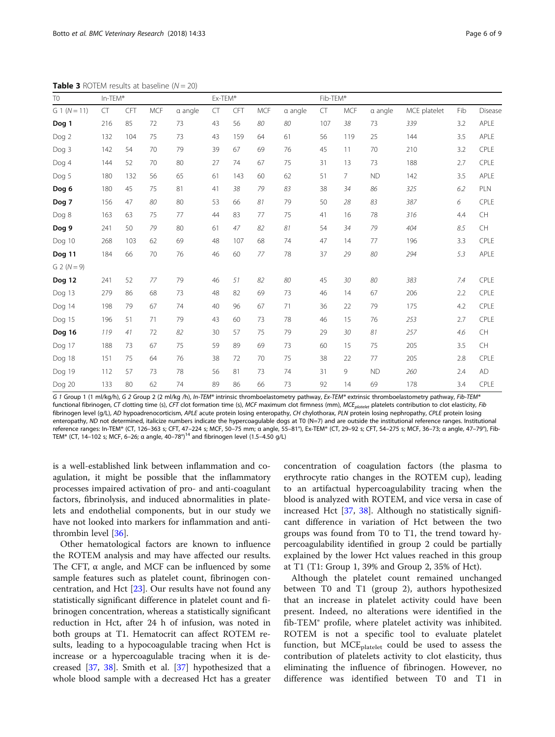**Table 3** ROTEM results at baseline ($N = 20$)

| T0 | In-TEM® | | | | Ex-TEM® | | | | Fib-TEM® | | | | | |
|---|---|---|---|---|---|---|---|---|---|---|---|---|---|---|
| G 1 ($N = 11$) | CT | CFT | MCF | α angle | CT | CFT | MCF | α angle | CT | MCF | α angle | MCE platelet | Fib | Disease |
| **Dog 1** | 216 | 85 | 72 | 73 | 43 | 56 | *80* | *80* | 107 | *38* | 73 | *339* | 3.2 | APLE |
| Dog 2 | 132 | 104 | 75 | 73 | 43 | 159 | 64 | 61 | 56 | 119 | 25 | 144 | 3.5 | APLE |
| Dog 3 | 142 | 54 | 70 | 79 | 39 | 67 | 69 | 76 | 45 | 11 | 70 | 210 | 3.2 | CPLE |
| Dog 4 | 144 | 52 | 70 | 80 | 27 | 74 | 67 | 75 | 31 | 13 | 73 | 188 | 2.7 | CPLE |
| Dog 5 | 180 | 132 | 56 | 65 | 61 | 143 | 60 | 62 | 51 | 7 | ND | 142 | 3.5 | APLE |
| **Dog 6** | 180 | 45 | 75 | 81 | 41 | *38* | *79* | *83* | 38 | *34* | *86* | *325* | *6.2* | PLN |
| **Dog 7** | 156 | 47 | *80* | 80 | 53 | 66 | *81* | 79 | 50 | *28* | *83* | *387* | *6* | CPLE |
| Dog 8 | 163 | 63 | 75 | 77 | 44 | 83 | 77 | 75 | 41 | 16 | 78 | *316* | 4.4 | CH |
| **Dog 9** | 241 | 50 | *79* | 80 | 61 | *47* | *82* | *81* | 54 | *34* | *79* | *404* | *8.5* | CH |
| Dog 10 | 268 | 103 | 62 | 69 | 48 | 107 | 68 | 74 | 47 | 14 | 77 | 196 | 3.3 | CPLE |
| **Dog 11** | 184 | 66 | 70 | 76 | 46 | 60 | *77* | 78 | 37 | *29* | *80* | *294* | *5.3* | APLE |
| G 2 ($N = 9$) | | | | | | | | | | | | | | |
| **Dog 12** | 241 | 52 | *77* | 79 | 46 | *51* | *82* | *80* | 45 | *30* | *80* | *383* | *7.4* | CPLE |
| Dog 13 | 279 | 86 | 68 | 73 | 48 | 82 | 69 | 73 | 46 | 14 | 67 | 206 | 2.2 | CPLE |
| Dog 14 | 198 | 79 | 67 | 74 | 40 | 96 | 67 | 71 | 36 | 22 | 79 | 175 | 4.2 | CPLE |
| Dog 15 | 196 | 51 | 71 | 79 | 43 | 60 | 73 | 78 | 46 | 15 | 76 | *253* | 2.7 | CPLE |
| **Dog 16** | *119* | *41* | 72 | *82* | 30 | 57 | 75 | 79 | 29 | *30* | *81* | *257* | *4.6* | CH |
| Dog 17 | 188 | 73 | 67 | 75 | 59 | 89 | 69 | 73 | 60 | 15 | 75 | 205 | 3.5 | CH |
| Dog 18 | 151 | 75 | 64 | 76 | 38 | 72 | 70 | 75 | 38 | 22 | 77 | 205 | 2.8 | CPLE |
| Dog 19 | 112 | 57 | 73 | 78 | 56 | 81 | 73 | 74 | 31 | 9 | ND | *260* | 2.4 | AD |
| Dog 20 | 133 | 80 | 62 | 74 | 89 | 86 | 66 | 73 | 92 | 14 | 69 | 178 | 3.4 | CPLE |

*G 1* Group 1 (1 ml/kg/h), *G 2* Group 2 (2 ml/kg /h), *In-TEM®* intrinsic thromboelastometry pathway, *Ex-TEM®* extrinsic thromboelastometry pathway, *Fib-TEM®* functional fibrinogen, *CT* clotting time (s), *CFT* clot formation time (s), *MCF* maximum clot firmness (mm), $MCE_{platelet}$ platelets contribution to clot elasticity, *Fib* fibrinogen level (g/L), *AD* hypoadrenocorticism, *APLE* acute protein losing enteropathy, *CH* chylothorax, *PLN* protein losing nephropathy, *CPLE* protein losing enteropathy, *ND* not determined, italicize numbers indicate the hypercoagulable dogs at T0 (N=7) and are outside the institutional reference ranges. Institutional reference ranges: In-TEM® (CT, 126–363 s; CFT, 47–224 s; MCF, 50–75 mm; α angle, 55–81°), Ex-TEM® (CT, 29–92 s; CFT, 54–275 s; MCF, 36–73; α angle, 47–79°), Fib-TEM® (CT, 14–102 s; MCF, 6–26; α angle, 40–78°)[14] and fibrinogen level (1.5–4.50 g/L)

is a well-established link between inflammation and coagulation, it might be possible that the inflammatory processes impaired activation of pro- and anti-coagulant factors, fibrinolysis, and induced abnormalities in platelets and endothelial components, but in our study we have not looked into markers for inflammation and antithrombin level [36].

Other hematological factors are known to influence the ROTEM analysis and may have affected our results. The CFT, α angle, and MCF can be influenced by some sample features such as platelet count, fibrinogen concentration, and Hct [23]. Our results have not found any statistically significant difference in platelet count and fibrinogen concentration, whereas a statistically significant reduction in Hct, after 24 h of infusion, was noted in both groups at T1. Hematocrit can affect ROTEM results, leading to a hypocoagulable tracing when Hct is increase or a hypercoagulable tracing when it is decreased [37, 38]. Smith et al. [37] hypothesized that a whole blood sample with a decreased Hct has a greater concentration of coagulation factors (the plasma to erythrocyte ratio changes in the ROTEM cup), leading to an artifactual hypercoagulability tracing when the blood is analyzed with ROTEM, and vice versa in case of increased Hct [37, 38]. Although no statistically significant difference in variation of Hct between the two groups was found from T0 to T1, the trend toward hypercoagulability identified in group 2 could be partially explained by the lower Hct values reached in this group at T1 (T1: Group 1, 39% and Group 2, 35% of Hct).

Although the platelet count remained unchanged between T0 and T1 (group 2), authors hypothesized that an increase in platelet activity could have been present. Indeed, no alterations were identified in the fib-TEM® profile, where platelet activity was inhibited. ROTEM is not a specific tool to evaluate platelet function, but $MCE_{platelet}$ could be used to assess the contribution of platelets activity to clot elasticity, thus eliminating the influence of fibrinogen. However, no difference was identified between T0 and T1 in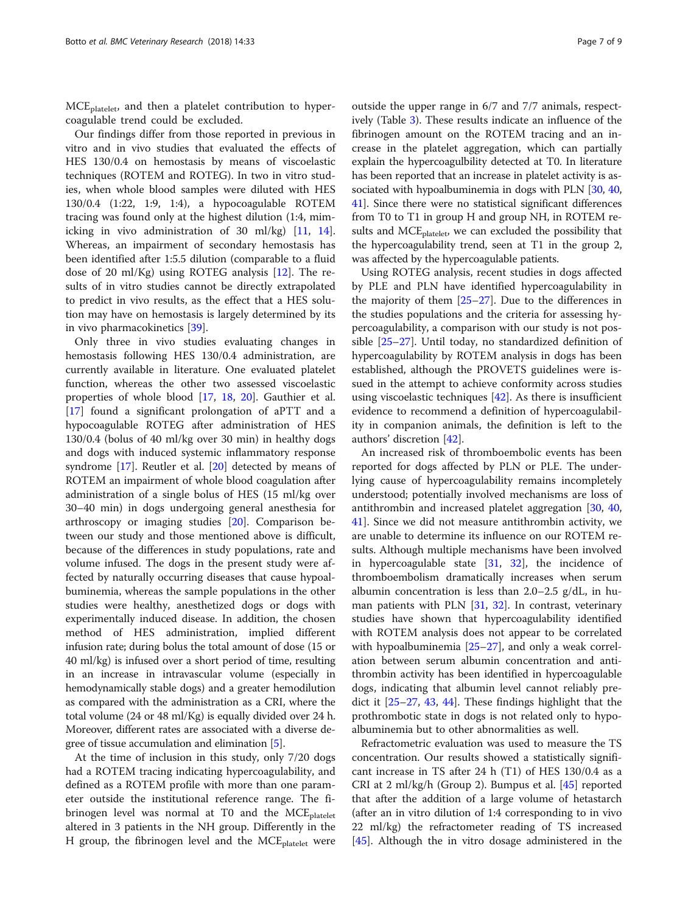$MCE_{platelet}$, and then a platelet contribution to hypercoagulable trend could be excluded.

Our findings differ from those reported in previous in vitro and in vivo studies that evaluated the effects of HES 130/0.4 on hemostasis by means of viscoelastic techniques (ROTEM and ROTEG). In two in vitro studies, when whole blood samples were diluted with HES 130/0.4 (1:22, 1:9, 1:4), a hypocoagulable ROTEM tracing was found only at the highest dilution (1:4, mimicking in vivo administration of 30 ml/kg) [11, 14]. Whereas, an impairment of secondary hemostasis has been identified after 1:5.5 dilution (comparable to a fluid dose of 20 ml/Kg) using ROTEG analysis [12]. The results of in vitro studies cannot be directly extrapolated to predict in vivo results, as the effect that a HES solution may have on hemostasis is largely determined by its in vivo pharmacokinetics [39].

Only three in vivo studies evaluating changes in hemostasis following HES 130/0.4 administration, are currently available in literature. One evaluated platelet function, whereas the other two assessed viscoelastic properties of whole blood [17, 18, 20]. Gauthier et al. [17] found a significant prolongation of aPTT and a hypocoagulable ROTEG after administration of HES 130/0.4 (bolus of 40 ml/kg over 30 min) in healthy dogs and dogs with induced systemic inflammatory response syndrome [17]. Reutler et al. [20] detected by means of ROTEM an impairment of whole blood coagulation after administration of a single bolus of HES (15 ml/kg over 30–40 min) in dogs undergoing general anesthesia for arthroscopy or imaging studies [20]. Comparison between our study and those mentioned above is difficult, because of the differences in study populations, rate and volume infused. The dogs in the present study were affected by naturally occurring diseases that cause hypoalbuminemia, whereas the sample populations in the other studies were healthy, anesthetized dogs or dogs with experimentally induced disease. In addition, the chosen method of HES administration, implied different infusion rate; during bolus the total amount of dose (15 or 40 ml/kg) is infused over a short period of time, resulting in an increase in intravascular volume (especially in hemodynamically stable dogs) and a greater hemodilution as compared with the administration as a CRI, where the total volume (24 or 48 ml/Kg) is equally divided over 24 h. Moreover, different rates are associated with a diverse degree of tissue accumulation and elimination [5].

At the time of inclusion in this study, only 7/20 dogs had a ROTEM tracing indicating hypercoagulability, and defined as a ROTEM profile with more than one parameter outside the institutional reference range. The fibrinogen level was normal at T0 and the $MCE_{platelet}$ altered in 3 patients in the NH group. Differently in the H group, the fibrinogen level and the $MCE_{platelet}$ were outside the upper range in 6/7 and 7/7 animals, respectively (Table 3). These results indicate an influence of the fibrinogen amount on the ROTEM tracing and an increase in the platelet aggregation, which can partially explain the hypercoagulbility detected at T0. In literature has been reported that an increase in platelet activity is associated with hypoalbuminemia in dogs with PLN [30, 40, 41]. Since there were no statistical significant differences from T0 to T1 in group H and group NH, in ROTEM results and $MCE_{platelet}$, we can excluded the possibility that the hypercoagulability trend, seen at T1 in the group 2, was affected by the hypercoagulable patients.

Using ROTEG analysis, recent studies in dogs affected by PLE and PLN have identified hypercoagulability in the majority of them [25–27]. Due to the differences in the studies populations and the criteria for assessing hypercoagulability, a comparison with our study is not possible [25–27]. Until today, no standardized definition of hypercoagulability by ROTEM analysis in dogs has been established, although the PROVETS guidelines were issued in the attempt to achieve conformity across studies using viscoelastic techniques [42]. As there is insufficient evidence to recommend a definition of hypercoagulability in companion animals, the definition is left to the authors' discretion [42].

An increased risk of thromboembolic events has been reported for dogs affected by PLN or PLE. The underlying cause of hypercoagulability remains incompletely understood; potentially involved mechanisms are loss of antithrombin and increased platelet aggregation [30, 40, 41]. Since we did not measure antithrombin activity, we are unable to determine its influence on our ROTEM results. Although multiple mechanisms have been involved in hypercoagulable state [31, 32], the incidence of thromboembolism dramatically increases when serum albumin concentration is less than 2.0–2.5 g/dL, in human patients with PLN [31, 32]. In contrast, veterinary studies have shown that hypercoagulability identified with ROTEM analysis does not appear to be correlated with hypoalbuminemia [25–27], and only a weak correlation between serum albumin concentration and antithrombin activity has been identified in hypercoagulable dogs, indicating that albumin level cannot reliably predict it [25–27, 43, 44]. These findings highlight that the prothrombotic state in dogs is not related only to hypoalbuminemia but to other abnormalities as well.

Refractometric evaluation was used to measure the TS concentration. Our results showed a statistically significant increase in TS after 24 h (T1) of HES 130/0.4 as a CRI at 2 ml/kg/h (Group 2). Bumpus et al. [45] reported that after the addition of a large volume of hetastarch (after an in vitro dilution of 1:4 corresponding to in vivo 22 ml/kg) the refractometer reading of TS increased [45]. Although the in vitro dosage administered in the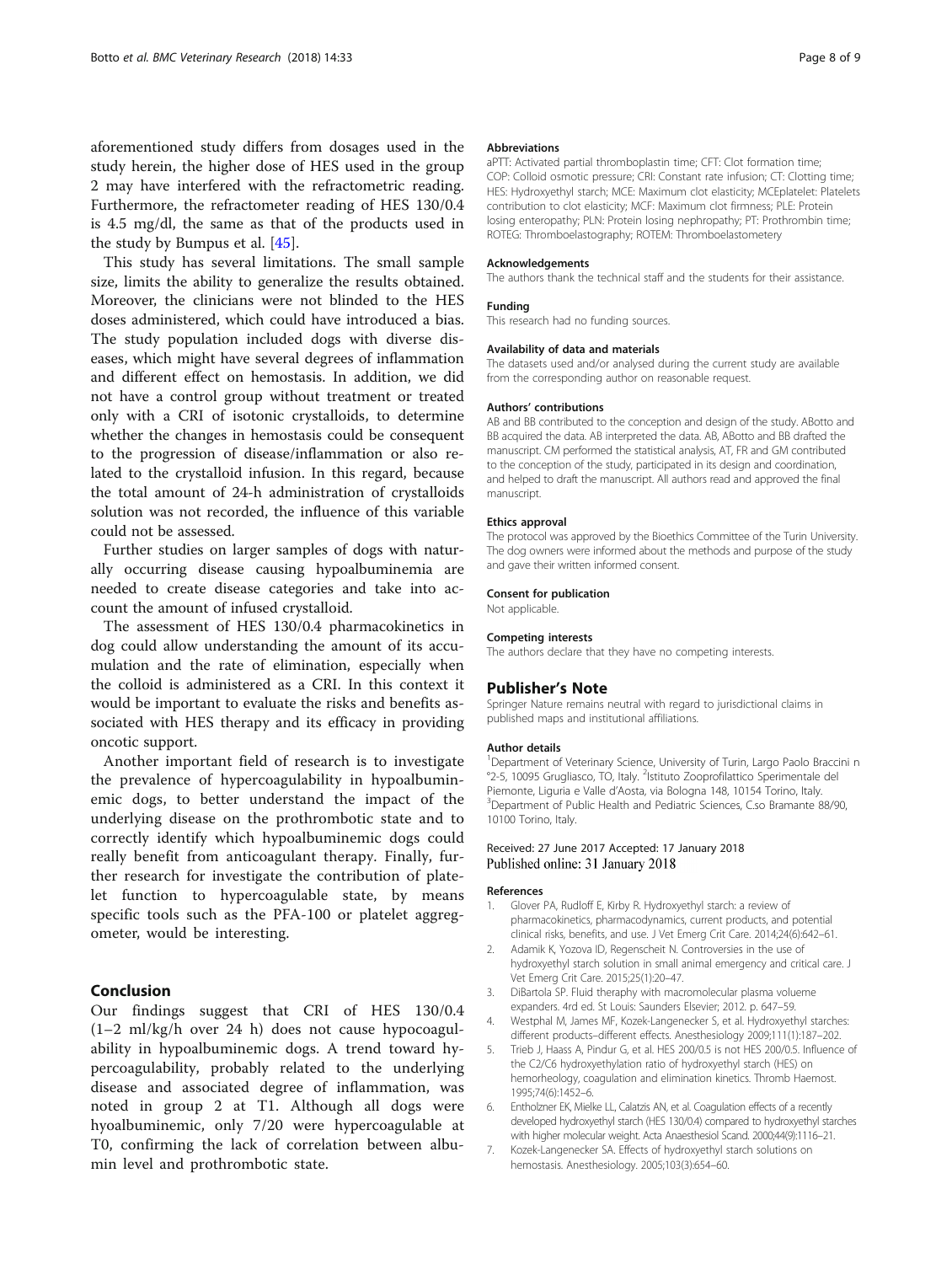aforementioned study differs from dosages used in the study herein, the higher dose of HES used in the group 2 may have interfered with the refractometric reading. Furthermore, the refractometer reading of HES 130/0.4 is 4.5 mg/dl, the same as that of the products used in the study by Bumpus et al. [45].

This study has several limitations. The small sample size, limits the ability to generalize the results obtained. Moreover, the clinicians were not blinded to the HES doses administered, which could have introduced a bias. The study population included dogs with diverse diseases, which might have several degrees of inflammation and different effect on hemostasis. In addition, we did not have a control group without treatment or treated only with a CRI of isotonic crystalloids, to determine whether the changes in hemostasis could be consequent to the progression of disease/inflammation or also related to the crystalloid infusion. In this regard, because the total amount of 24-h administration of crystalloids solution was not recorded, the influence of this variable could not be assessed.

Further studies on larger samples of dogs with naturally occurring disease causing hypoalbuminemia are needed to create disease categories and take into account the amount of infused crystalloid.

The assessment of HES 130/0.4 pharmacokinetics in dog could allow understanding the amount of its accumulation and the rate of elimination, especially when the colloid is administered as a CRI. In this context it would be important to evaluate the risks and benefits associated with HES therapy and its efficacy in providing oncotic support.

Another important field of research is to investigate the prevalence of hypercoagulability in hypoalbuminemic dogs, to better understand the impact of the underlying disease on the prothrombotic state and to correctly identify which hypoalbuminemic dogs could really benefit from anticoagulant therapy. Finally, further research for investigate the contribution of platelet function to hypercoagulable state, by means specific tools such as the PFA-100 or platelet aggregometer, would be interesting.

## Conclusion

Our findings suggest that CRI of HES 130/0.4 (1–2 ml/kg/h over 24 h) does not cause hypocoagulability in hypoalbuminemic dogs. A trend toward hypercoagulability, probably related to the underlying disease and associated degree of inflammation, was noted in group 2 at T1. Although all dogs were hyoalbuminemic, only 7/20 were hypercoagulable at T0, confirming the lack of correlation between albumin level and prothrombotic state.

#### Abbreviations

aPTT: Activated partial thromboplastin time; CFT: Clot formation time; COP: Colloid osmotic pressure; CRI: Constant rate infusion; CT: Clotting time; HES: Hydroxyethyl starch; MCE: Maximum clot elasticity; MCEplatelet: Platelets contribution to clot elasticity; MCF: Maximum clot firmness; PLE: Protein losing enteropathy; PLN: Protein losing nephropathy; PT: Prothrombin time; ROTEG: Thromboelastography; ROTEM: Thromboelastometery

#### Acknowledgements

The authors thank the technical staff and the students for their assistance.

#### Funding

This research had no funding sources.

#### Availability of data and materials

The datasets used and/or analysed during the current study are available from the corresponding author on reasonable request.

#### Authors' contributions

AB and BB contributed to the conception and design of the study. ABotto and BB acquired the data. AB interpreted the data. AB, ABotto and BB drafted the manuscript. CM performed the statistical analysis, AT, FR and GM contributed to the conception of the study, participated in its design and coordination, and helped to draft the manuscript. All authors read and approved the final manuscript.

#### Ethics approval

The protocol was approved by the Bioethics Committee of the Turin University. The dog owners were informed about the methods and purpose of the study and gave their written informed consent.

#### Consent for publication

Not applicable.

#### Competing interests

The authors declare that they have no competing interests.

### Publisher's Note

Springer Nature remains neutral with regard to jurisdictional claims in published maps and institutional affiliations.

#### Author details

[1]Department of Veterinary Science, University of Turin, Largo Paolo Braccini n °2-5, 10095 Grugliasco, TO, Italy. [2]Istituto Zooprofilattico Sperimentale del Piemonte, Liguria e Valle d'Aosta, via Bologna 148, 10154 Torino, Italy. [3]Department of Public Health and Pediatric Sciences, C.so Bramante 88/90, 10100 Torino, Italy.

Received: 27 June 2017 Accepted: 17 January 2018
Published online: 31 January 2018

#### References

1. Glover PA, Rudloff E, Kirby R. Hydroxyethyl starch: a review of pharmacokinetics, pharmacodynamics, current products, and potential clinical risks, benefits, and use. J Vet Emerg Crit Care. 2014;24(6):642–61.
2. Adamik K, Yozova ID, Regenscheit N. Controversies in the use of hydroxyethyl starch solution in small animal emergency and critical care. J Vet Emerg Crit Care. 2015;25(1):20–47.
3. DiBartola SP. Fluid theraphy with macromolecular plasma volueme expanders. 4rd ed. St Louis: Saunders Elsevier; 2012. p. 647–59.
4. Westphal M, James MF, Kozek-Langenecker S, et al. Hydroxyethyl starches: different products–different effects. Anesthesiology 2009;111(1):187–202.
5. Trieb J, Haass A, Pindur G, et al. HES 200/0.5 is not HES 200/0.5. Influence of the C2/C6 hydroxyethylation ratio of hydroxyethyl starch (HES) on hemorheology, coagulation and elimination kinetics. Thromb Haemost. 1995;74(6):1452–6.
6. Entholzner EK, Mielke LL, Calatzis AN, et al. Coagulation effects of a recently developed hydroxyethyl starch (HES 130/0.4) compared to hydroxyethyl starches with higher molecular weight. Acta Anaesthesiol Scand. 2000;44(9):1116–21.
7. Kozek-Langenecker SA. Effects of hydroxyethyl starch solutions on hemostasis. Anesthesiology. 2005;103(3):654–60.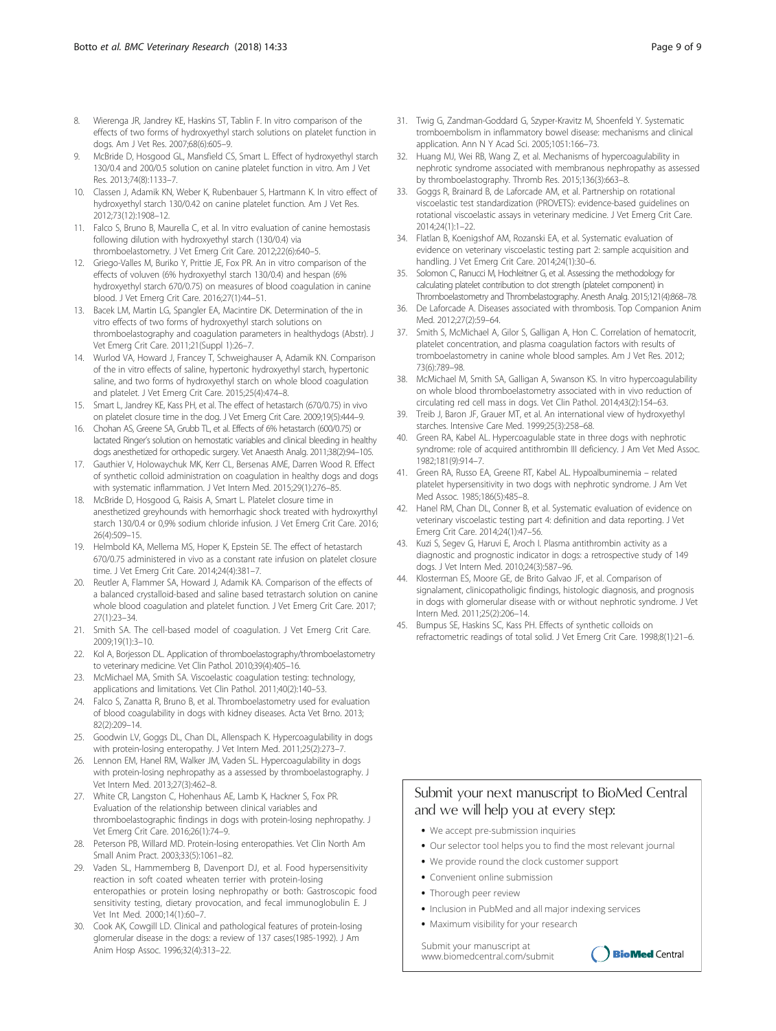8. Wierenga JR, Jandrey KE, Haskins ST, Tablin F. In vitro comparison of the effects of two forms of hydroxyethyl starch solutions on platelet function in dogs. Am J Vet Res. 2007;68(6):605–9.
9. McBride D, Hosgood GL, Mansfield CS, Smart L. Effect of hydroxyethyl starch 130/0.4 and 200/0.5 solution on canine platelet function in vitro. Am J Vet Res. 2013;74(8):1133–7.
10. Classen J, Adamik KN, Weber K, Rubenbauer S, Hartmann K. In vitro effect of hydroxyethyl starch 130/0.42 on canine platelet function. Am J Vet Res. 2012;73(12):1908–12.
11. Falco S, Bruno B, Maurella C, et al. In vitro evaluation of canine hemostasis following dilution with hydroxyethyl starch (130/0.4) via thromboelastometry. J Vet Emerg Crit Care. 2012;22(6):640–5.
12. Griego-Valles M, Buriko Y, Prittie JE, Fox PR. An in vitro comparison of the effects of voluven (6% hydroxyethyl starch 130/0.4) and hespan (6% hydroxyethyl starch 670/0.75) on measures of blood coagulation in canine blood. J Vet Emerg Crit Care. 2016;27(1):44–51.
13. Bacek LM, Martin LG, Spangler EA, Macintire DK. Determination of the in vitro effects of two forms of hydroxyethyl starch solutions on thromboelastography and coagulation parameters in healthydogs (Abstr). J Vet Emerg Crit Care. 2011;21(Suppl 1):26–7.
14. Wurlod VA, Howard J, Francey T, Schweighauser A, Adamik KN. Comparison of the in vitro effects of saline, hypertonic hydroxyethyl starch, hypertonic saline, and two forms of hydroxyethyl starch on whole blood coagulation and platelet. J Vet Emerg Crit Care. 2015;25(4):474–8.
15. Smart L, Jandrey KE, Kass PH, et al. The effect of hetastarch (670/0.75) in vivo on platelet closure time in the dog. J Vet Emerg Crit Care. 2009;19(5):444–9.
16. Chohan AS, Greene SA, Grubb TL, et al. Effects of 6% hetastarch (600/0.75) or lactated Ringer's solution on hemostatic variables and clinical bleeding in healthy dogs anesthetized for orthopedic surgery. Vet Anaesth Analg. 2011;38(2):94–105.
17. Gauthier V, Holowaychuk MK, Kerr CL, Bersenas AME, Darren Wood R. Effect of synthetic colloid administration on coagulation in healthy dogs and dogs with systematic inflammation. J Vet Intern Med. 2015;29(1):276–85.
18. McBride D, Hosgood G, Raisis A, Smart L. Platelet closure time in anesthetized greyhounds with hemorrhagic shock treated with hydroxyrthyl starch 130/0.4 or 0,9% sodium chloride infusion. J Vet Emerg Crit Care. 2016; 26(4):509–15.
19. Helmbold KA, Mellema MS, Hoper K, Epstein SE. The effect of hetastarch 670/0.75 administered in vivo as a constant rate infusion on platelet closure time. J Vet Emerg Crit Care. 2014;24(4):381–7.
20. Reutler A, Flammer SA, Howard J, Adamik KA. Comparison of the effects of a balanced crystalloid-based and saline based tetrastarch solution on canine whole blood coagulation and platelet function. J Vet Emerg Crit Care. 2017; 27(1):23–34.
21. Smith SA. The cell-based model of coagulation. J Vet Emerg Crit Care. 2009;19(1):3–10.
22. Kol A, Borjesson DL. Application of thromboelastography/thromboelastometry to veterinary medicine. Vet Clin Pathol. 2010;39(4):405–16.
23. McMichael MA, Smith SA. Viscoelastic coagulation testing: technology, applications and limitations. Vet Clin Pathol. 2011;40(2):140–53.
24. Falco S, Zanatta R, Bruno B, et al. Thromboelastometry used for evaluation of blood coagulability in dogs with kidney diseases. Acta Vet Brno. 2013; 82(2):209–14.
25. Goodwin LV, Goggs DL, Chan DL, Allenspach K. Hypercoagulability in dogs with protein-losing enteropathy. J Vet Intern Med. 2011;25(2):273–7.
26. Lennon EM, Hanel RM, Walker JM, Vaden SL. Hypercoagulability in dogs with protein-losing nephropathy as assessed by thromboelastography. J Vet Intern Med. 2013;27(3):462–8.
27. White CR, Langston C, Hohenhaus AE, Lamb K, Hackner S, Fox PR. Evaluation of the relationship between clinical variables and thromboelastographic findings in dogs with protein-losing nephropathy. J Vet Emerg Crit Care. 2016;26(1):74–9.
28. Peterson PB, Willard MD. Protein-losing enteropathies. Vet Clin North Am Small Anim Pract. 2003;33(5):1061–82.
29. Vaden SL, Hammemberg B, Davenport DJ, et al. Food hypersensitivity reaction in soft coated wheaten terrier with protein-losing enteropathies or protein losing nephropathy or both: Gastroscopic food sensitivity testing, dietary provocation, and fecal immunoglobulin E. J Vet Int Med. 2000;14(1):60–7.
30. Cook AK, Cowgill LD. Clinical and pathological features of protein-losing glomerular disease in the dogs: a review of 137 cases(1985-1992). J Am Anim Hosp Assoc. 1996;32(4):313–22.
31. Twig G, Zandman-Goddard G, Szyper-Kravitz M, Shoenfeld Y. Systematic tromboembolism in inflammatory bowel disease: mechanisms and clinical application. Ann N Y Acad Sci. 2005;1051:166–73.
32. Huang MJ, Wei RB, Wang Z, et al. Mechanisms of hypercoagulability in nephrotic syndrome associated with membranous nephropathy as assessed by thromboelastography. Thromb Res. 2015;136(3):663–8.
33. Goggs R, Brainard B, de Laforcade AM, et al. Partnership on rotational viscoelastic test standardization (PROVETS): evidence-based guidelines on rotational viscoelastic assays in veterinary medicine. J Vet Emerg Crit Care. 2014;24(1):1–22.
34. Flatlan B, Koenigshof AM, Rozanski EA, et al. Systematic evaluation of evidence on veterinary viscoelastic testing part 2: sample acquisition and handling. J Vet Emerg Crit Care. 2014;24(1):30–6.
35. Solomon C, Ranucci M, Hochleitner G, et al. Assessing the methodology for calculating platelet contribution to clot strength (platelet component) in Thromboelastometry and Thrombelastography. Anesth Analg. 2015;121(4):868–78.
36. De Laforcade A. Diseases associated with thrombosis. Top Companion Anim Med. 2012;27(2):59–64.
37. Smith S, McMichael A, Gilor S, Galligan A, Hon C. Correlation of hematocrit, platelet concentration, and plasma coagulation factors with results of tromboelastometry in canine whole blood samples. Am J Vet Res. 2012; 73(6):789–98.
38. McMichael M, Smith SA, Galligan A, Swanson KS. In vitro hypercoagulability on whole blood thromboelastometry associated with in vivo reduction of circulating red cell mass in dogs. Vet Clin Pathol. 2014;43(2):154–63.
39. Treib J, Baron JF, Grauer MT, et al. An international view of hydroxyethyl starches. Intensive Care Med. 1999;25(3):258–68.
40. Green RA, Kabel AL. Hypercoagulable state in three dogs with nephrotic syndrome: role of acquired antithrombin III deficiency. J Am Vet Med Assoc. 1982;181(9):914–7.
41. Green RA, Russo EA, Greene RT, Kabel AL. Hypoalbuminemia – related platelet hypersensitivity in two dogs with nephrotic syndrome. J Am Vet Med Assoc. 1985;186(5):485–8.
42. Hanel RM, Chan DL, Conner B, et al. Systematic evaluation of evidence on veterinary viscoelastic testing part 4: definition and data reporting. J Vet Emerg Crit Care. 2014;24(1):47–56.
43. Kuzi S, Segev G, Haruvi E, Aroch I. Plasma antithrombin activity as a diagnostic and prognostic indicator in dogs: a retrospective study of 149 dogs. J Vet Intern Med. 2010;24(3):587–96.
44. Klosterman ES, Moore GE, de Brito Galvao JF, et al. Comparison of signalament, clinicopatholigic findings, histologic diagnosis, and prognosis in dogs with glomerular disease with or without nephrotic syndrome. J Vet Intern Med. 2011;25(2):206–14.
45. Bumpus SE, Haskins SC, Kass PH. Effects of synthetic colloids on refractometric readings of total solid. J Vet Emerg Crit Care. 1998;8(1):21–6.

Submit your next manuscript to BioMed Central and we will help you at every step:

- We accept pre-submission inquiries
- Our selector tool helps you to find the most relevant journal
- We provide round the clock customer support
- Convenient online submission
- Thorough peer review
- Inclusion in PubMed and all major indexing services
- Maximum visibility for your research

Submit your manuscript at
www.biomedcentral.com/submit

BioMed Central